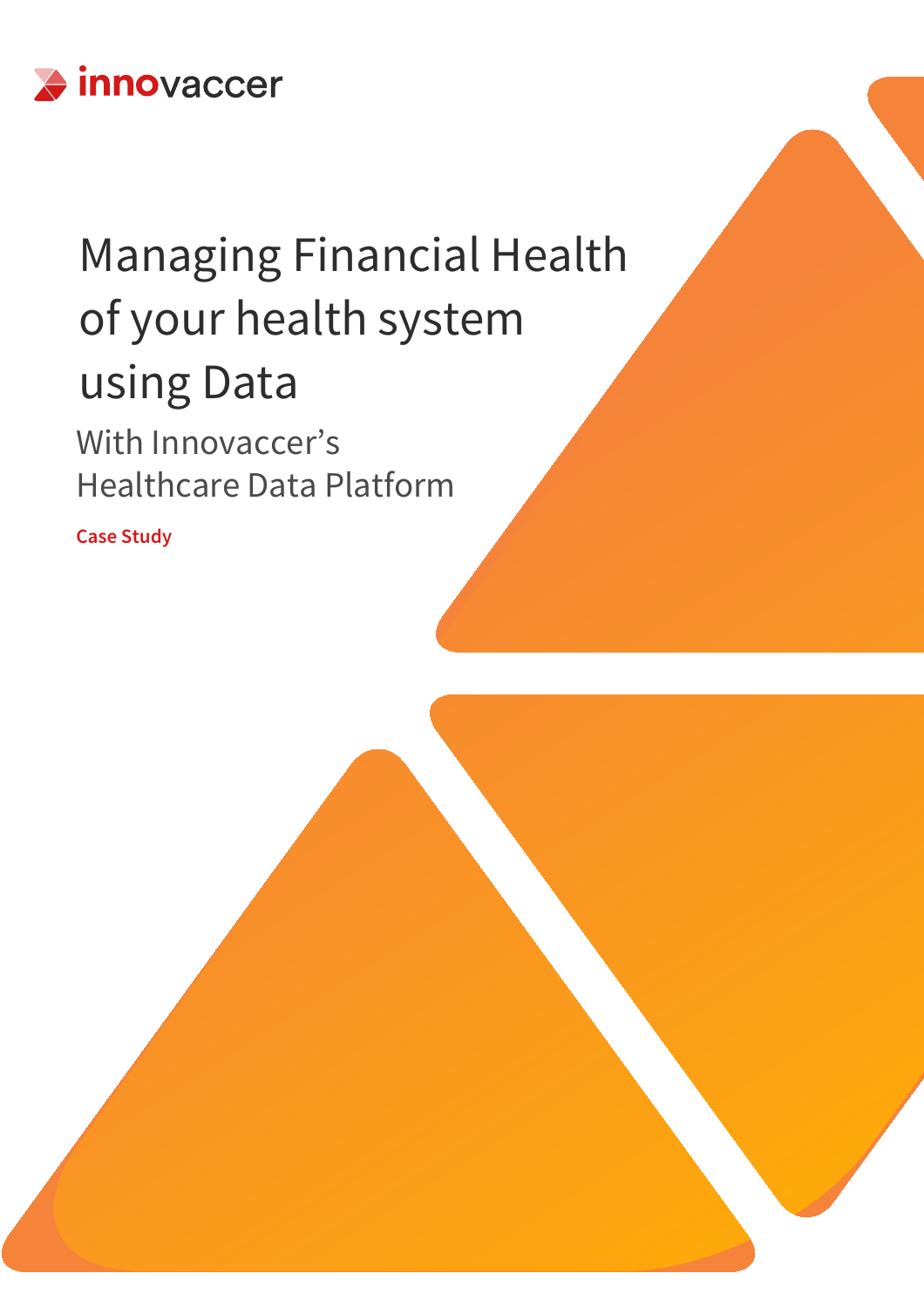innovaccer

# Managing Financial Health of your health system using Data

## With Innovaccer's Healthcare Data Platform

Case Study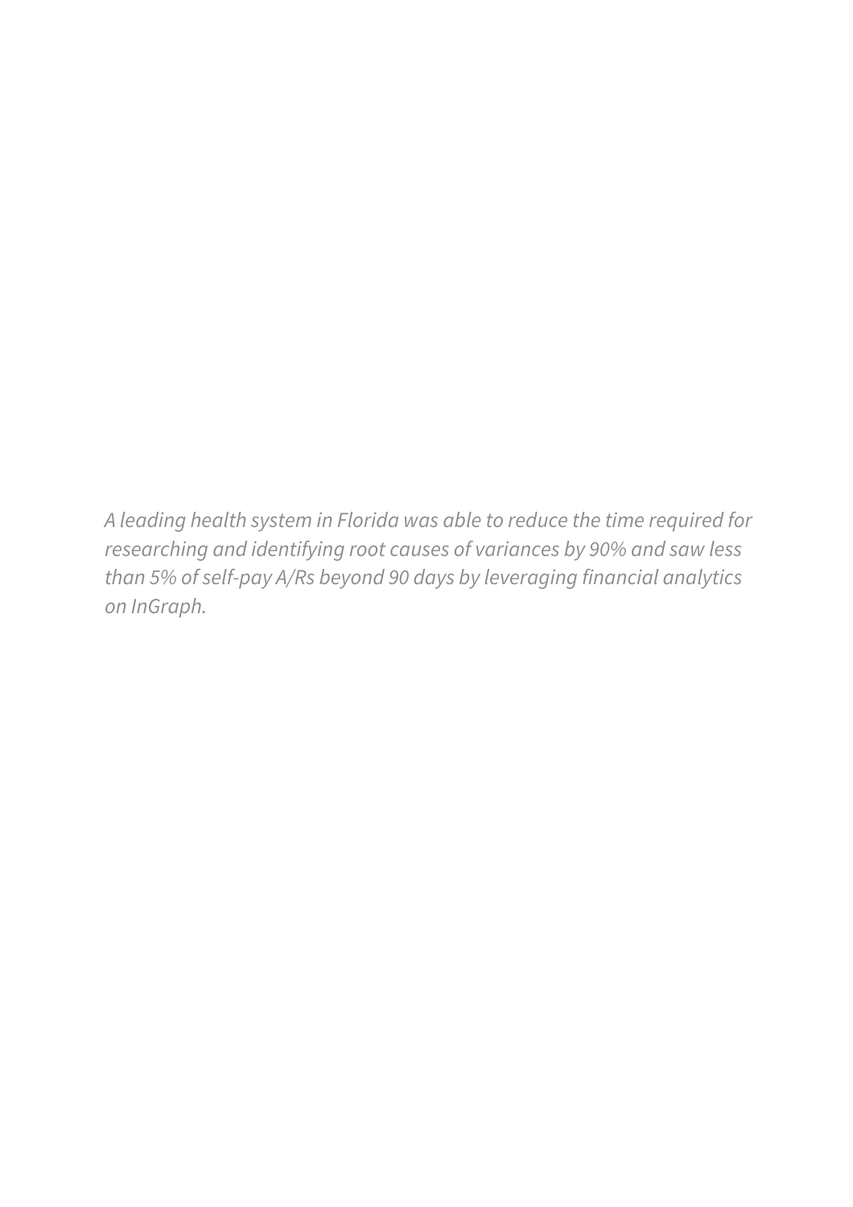*A leading health system in Florida was able to reduce the time required for researching and identifying root causes of variances by 90% and saw less than 5% of self-pay A/Rs beyond 90 days by leveraging financial analytics on InGraph.*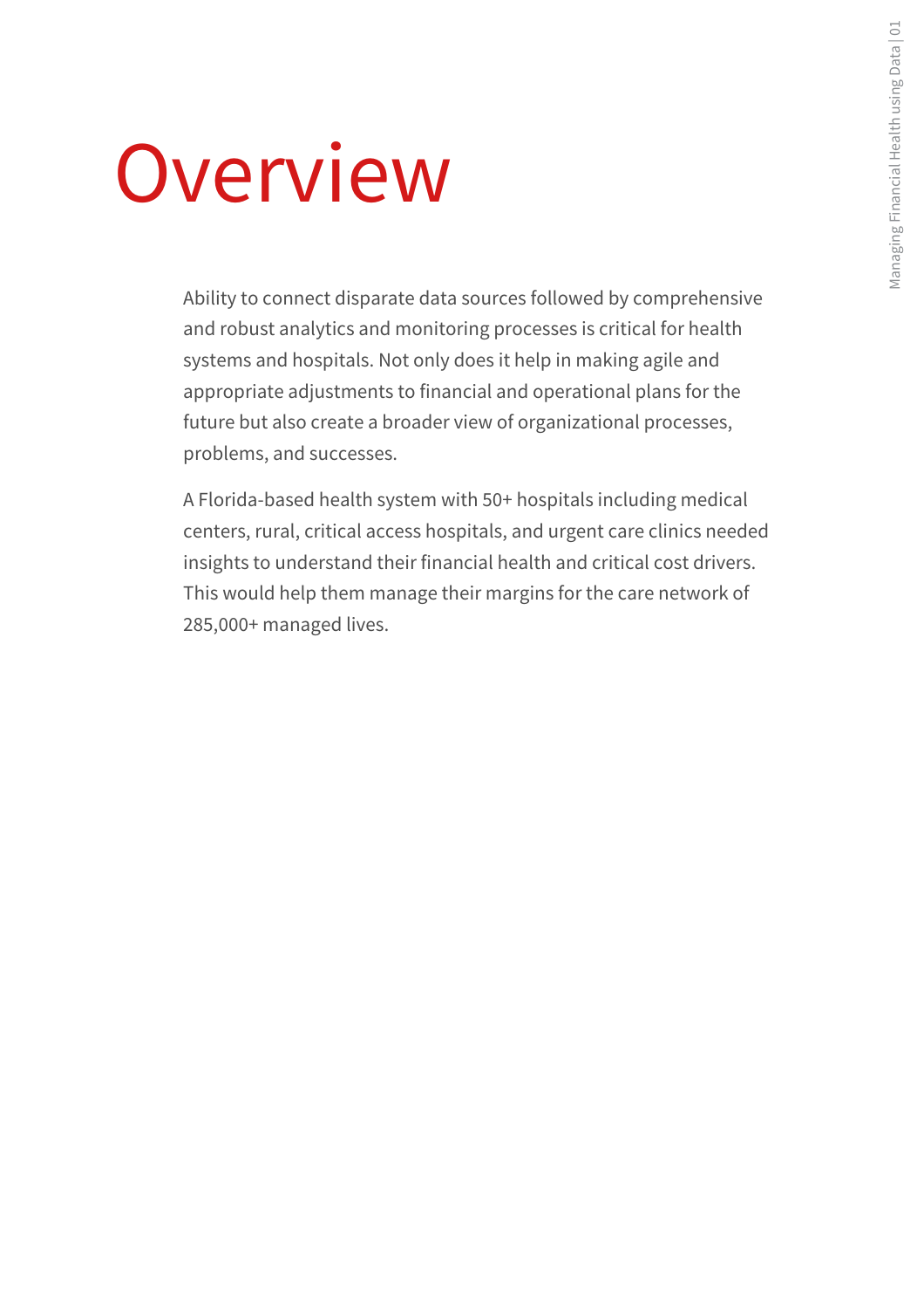# Overview

Ability to connect disparate data sources followed by comprehensive and robust analytics and monitoring processes is critical for health systems and hospitals. Not only does it help in making agile and appropriate adjustments to financial and operational plans for the future but also create a broader view of organizational processes, problems, and successes.

A Florida-based health system with 50+ hospitals including medical centers, rural, critical access hospitals, and urgent care clinics needed insights to understand their financial health and critical cost drivers. This would help them manage their margins for the care network of 285,000+ managed lives.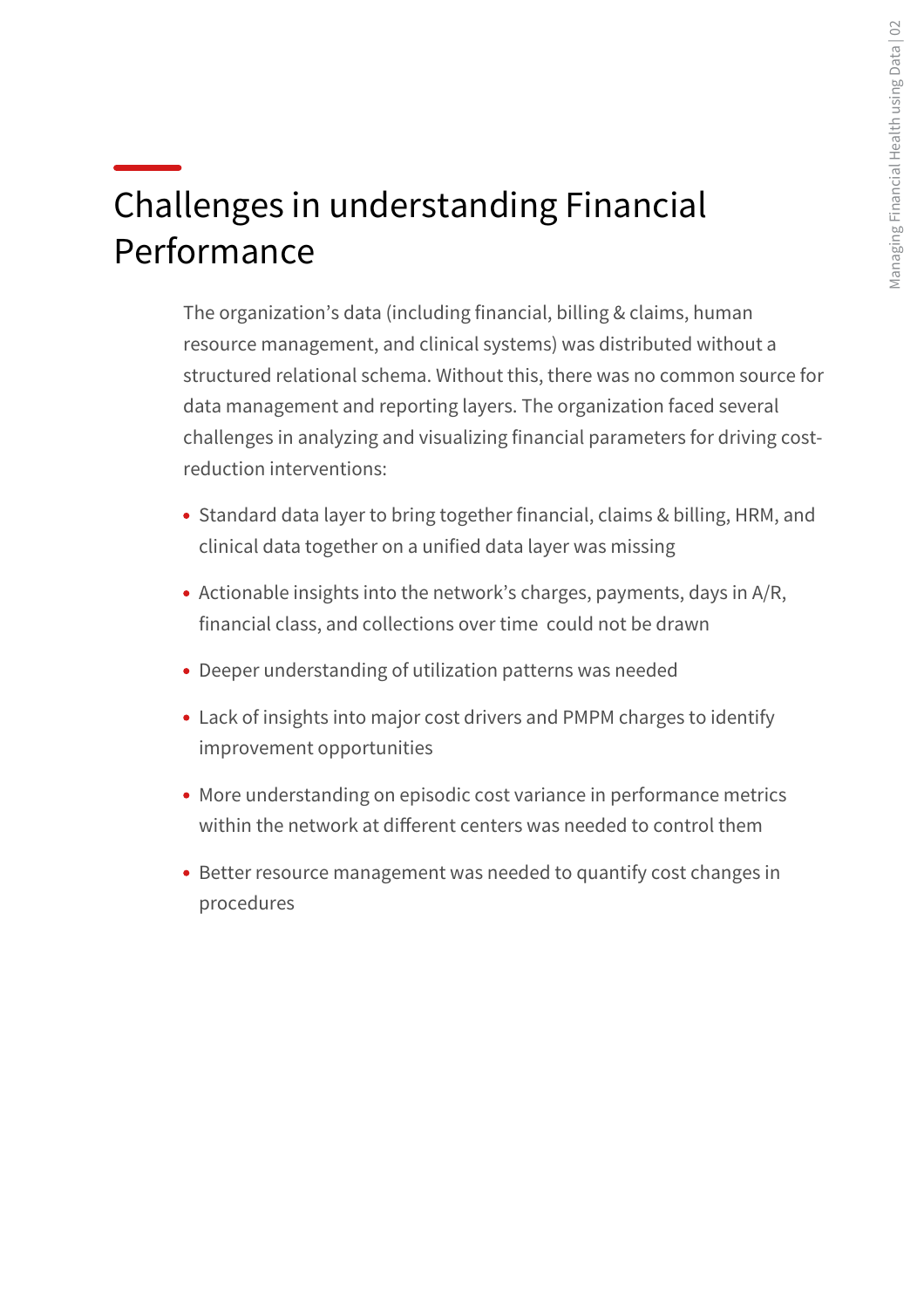# Challenges in understanding Financial Performance

The organization's data (including financial, billing & claims, human resource management, and clinical systems) was distributed without a structured relational schema. Without this, there was no common source for data management and reporting layers. The organization faced several challenges in analyzing and visualizing financial parameters for driving cost-reduction interventions:

- Standard data layer to bring together financial, claims & billing, HRM, and clinical data together on a unified data layer was missing
- Actionable insights into the network's charges, payments, days in A/R, financial class, and collections over time could not be drawn
- Deeper understanding of utilization patterns was needed
- Lack of insights into major cost drivers and PMPM charges to identify improvement opportunities
- More understanding on episodic cost variance in performance metrics within the network at different centers was needed to control them
- Better resource management was needed to quantify cost changes in procedures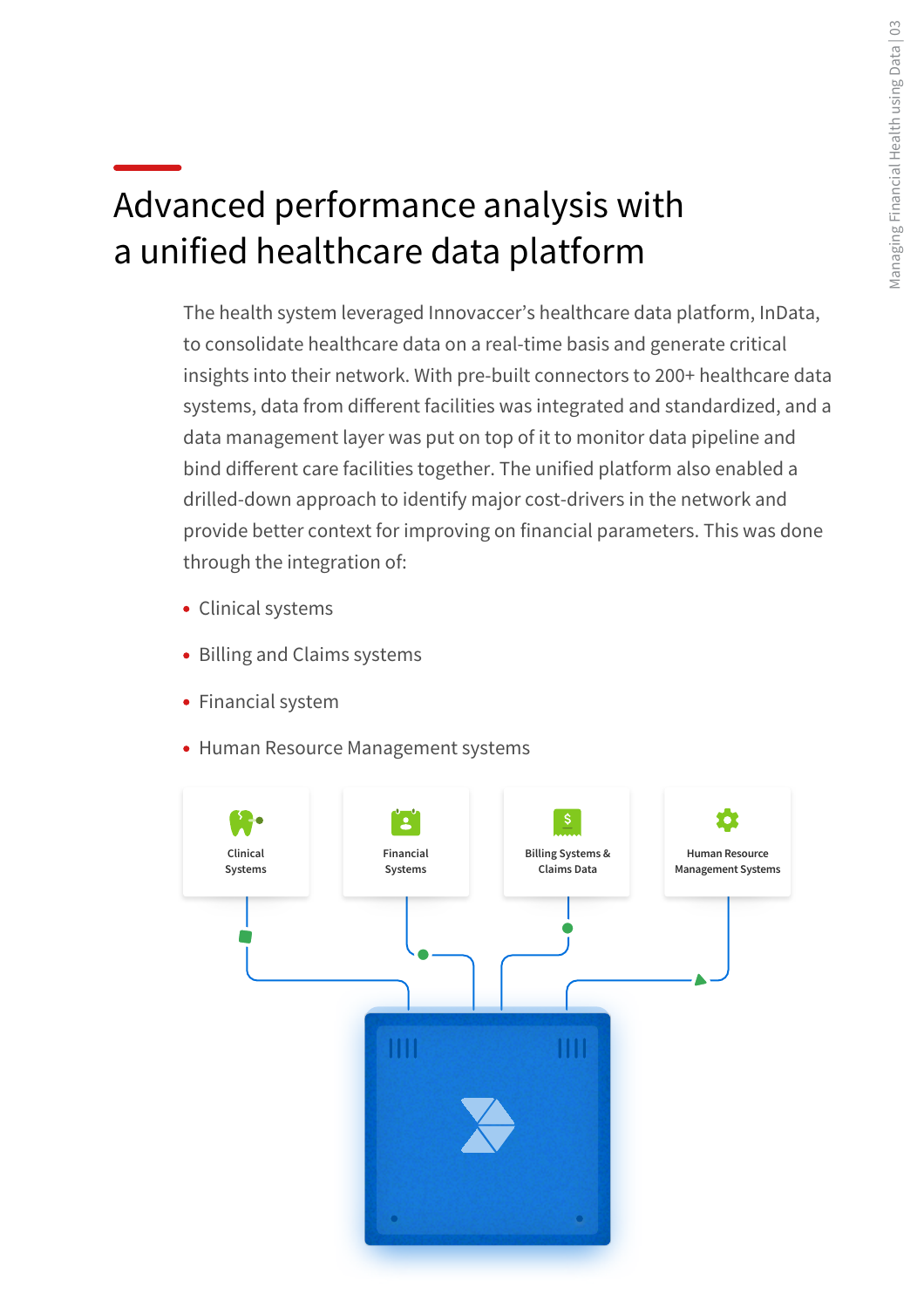# Advanced performance analysis with a unified healthcare data platform

The health system leveraged Innovaccer's healthcare data platform, InData, to consolidate healthcare data on a real-time basis and generate critical insights into their network. With pre-built connectors to 200+ healthcare data systems, data from different facilities was integrated and standardized, and a data management layer was put on top of it to monitor data pipeline and bind different care facilities together. The unified platform also enabled a drilled-down approach to identify major cost-drivers in the network and provide better context for improving on financial parameters. This was done through the integration of:

- Clinical systems
- Billing and Claims systems
- Financial system
- Human Resource Management systems

Clinical Systems

Financial Systems

Billing Systems & Claims Data

Human Resource Management Systems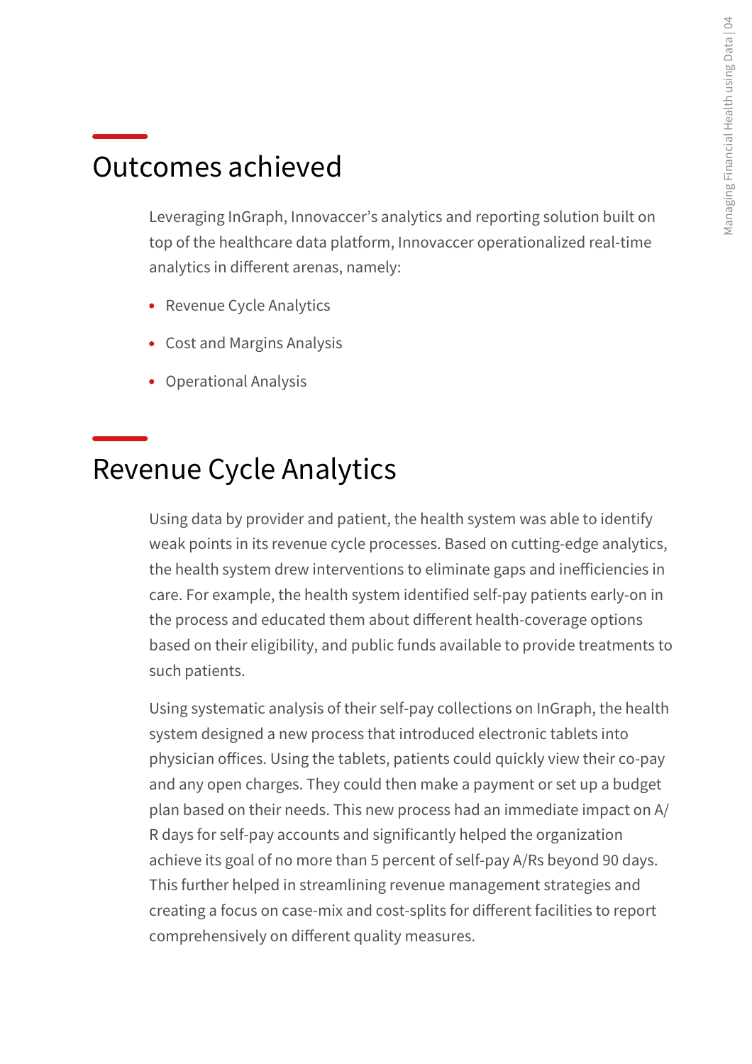## Outcomes achieved

Leveraging InGraph, Innovaccer's analytics and reporting solution built on top of the healthcare data platform, Innovaccer operationalized real-time analytics in different arenas, namely:

- Revenue Cycle Analytics
- Cost and Margins Analysis
- Operational Analysis

## Revenue Cycle Analytics

Using data by provider and patient, the health system was able to identify weak points in its revenue cycle processes. Based on cutting-edge analytics, the health system drew interventions to eliminate gaps and inefficiencies in care. For example, the health system identified self-pay patients early-on in the process and educated them about different health-coverage options based on their eligibility, and public funds available to provide treatments to such patients.

Using systematic analysis of their self-pay collections on InGraph, the health system designed a new process that introduced electronic tablets into physician offices. Using the tablets, patients could quickly view their co-pay and any open charges. They could then make a payment or set up a budget plan based on their needs. This new process had an immediate impact on A/R days for self-pay accounts and significantly helped the organization achieve its goal of no more than 5 percent of self-pay A/Rs beyond 90 days. This further helped in streamlining revenue management strategies and creating a focus on case-mix and cost-splits for different facilities to report comprehensively on different quality measures.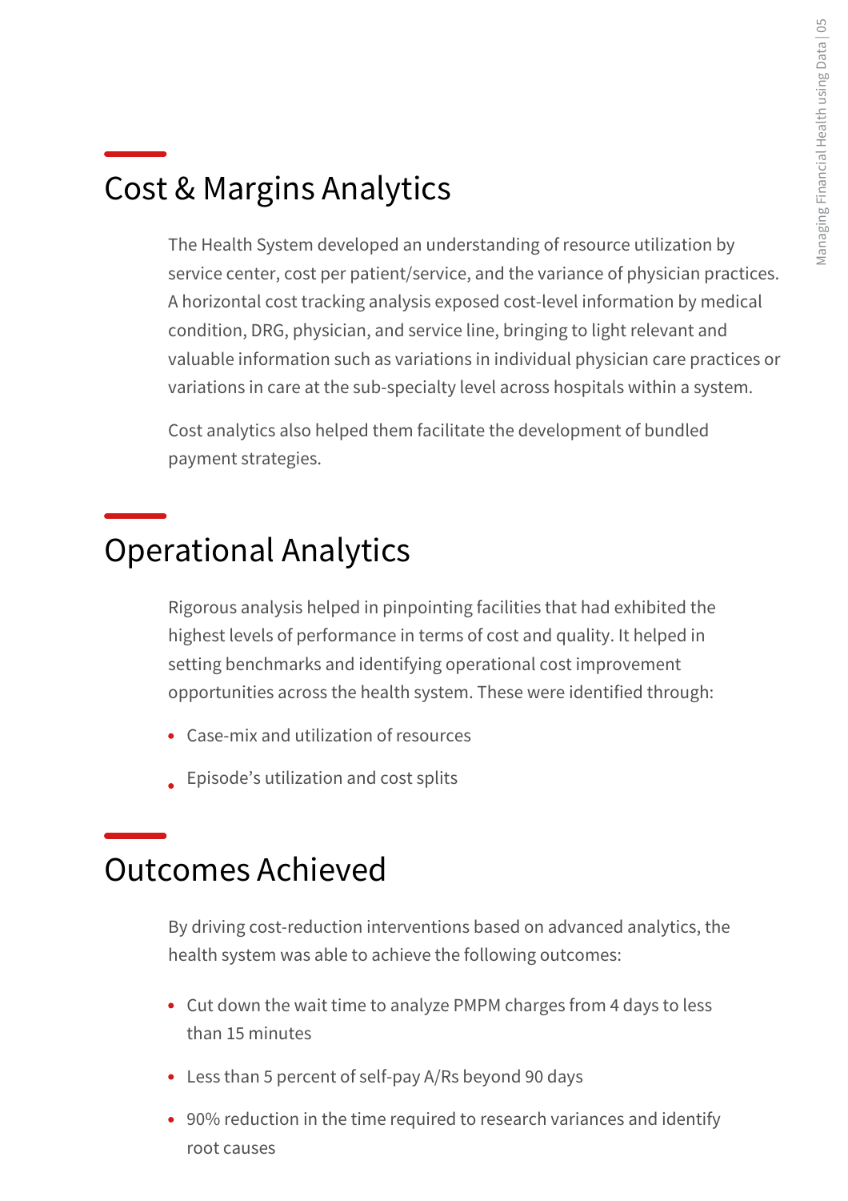## Cost & Margins Analytics

The Health System developed an understanding of resource utilization by service center, cost per patient/service, and the variance of physician practices. A horizontal cost tracking analysis exposed cost-level information by medical condition, DRG, physician, and service line, bringing to light relevant and valuable information such as variations in individual physician care practices or variations in care at the sub-specialty level across hospitals within a system.

Cost analytics also helped them facilitate the development of bundled payment strategies.

## Operational Analytics

Rigorous analysis helped in pinpointing facilities that had exhibited the highest levels of performance in terms of cost and quality. It helped in setting benchmarks and identifying operational cost improvement opportunities across the health system. These were identified through:

- Case-mix and utilization of resources
- Episode's utilization and cost splits

## Outcomes Achieved

By driving cost-reduction interventions based on advanced analytics, the health system was able to achieve the following outcomes:

- Cut down the wait time to analyze PMPM charges from 4 days to less than 15 minutes
- Less than 5 percent of self-pay A/Rs beyond 90 days
- 90% reduction in the time required to research variances and identify root causes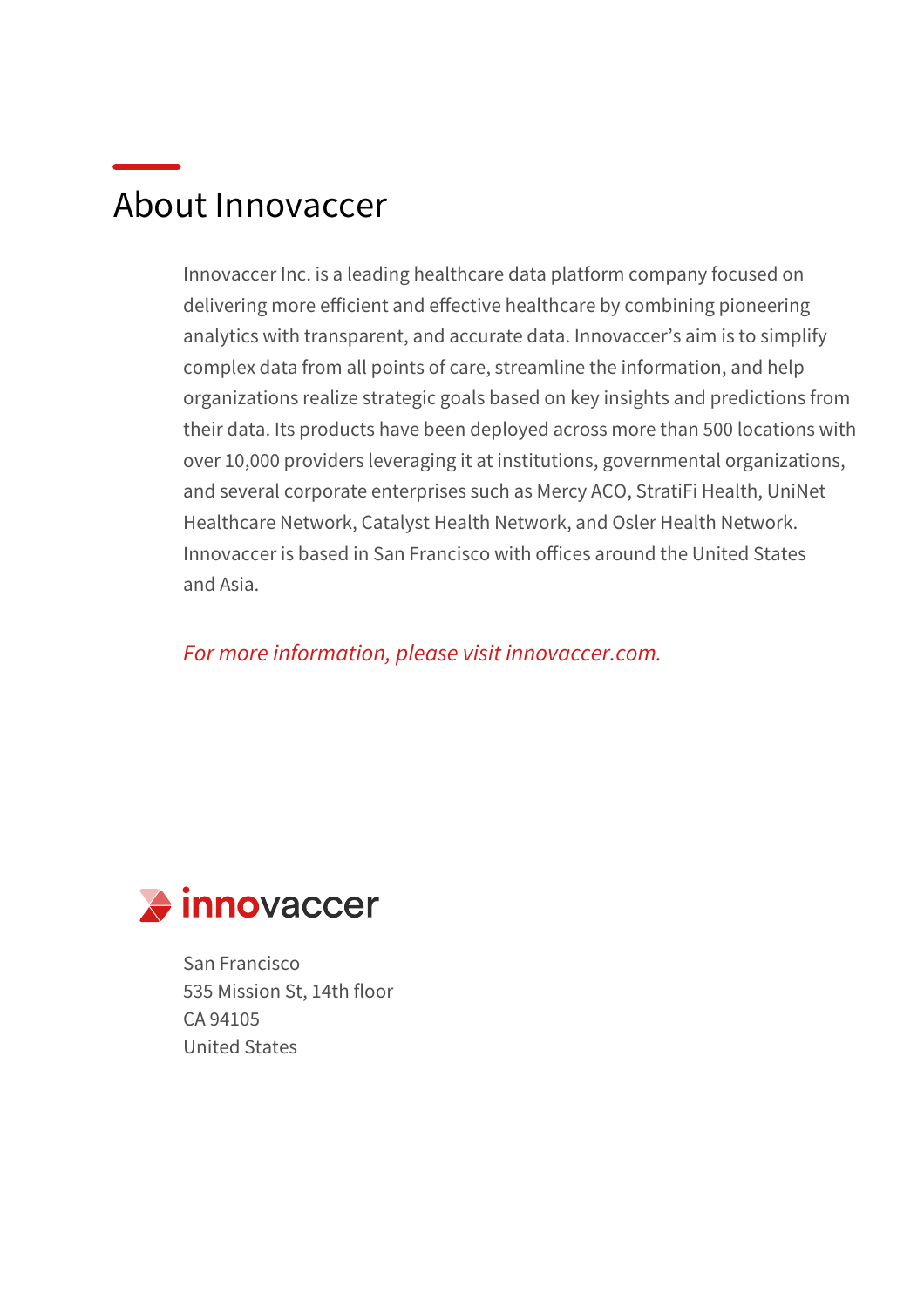## About Innovaccer

Innovaccer Inc. is a leading healthcare data platform company focused on delivering more efficient and effective healthcare by combining pioneering analytics with transparent, and accurate data. Innovaccer's aim is to simplify complex data from all points of care, streamline the information, and help organizations realize strategic goals based on key insights and predictions from their data. Its products have been deployed across more than 500 locations with over 10,000 providers leveraging it at institutions, governmental organizations, and several corporate enterprises such as Mercy ACO, StratiFi Health, UniNet Healthcare Network, Catalyst Health Network, and Osler Health Network. Innovaccer is based in San Francisco with offices around the United States and Asia.

*For more information, please visit innovaccer.com.*

innovaccer

San Francisco
535 Mission St, 14th floor
CA 94105
United States